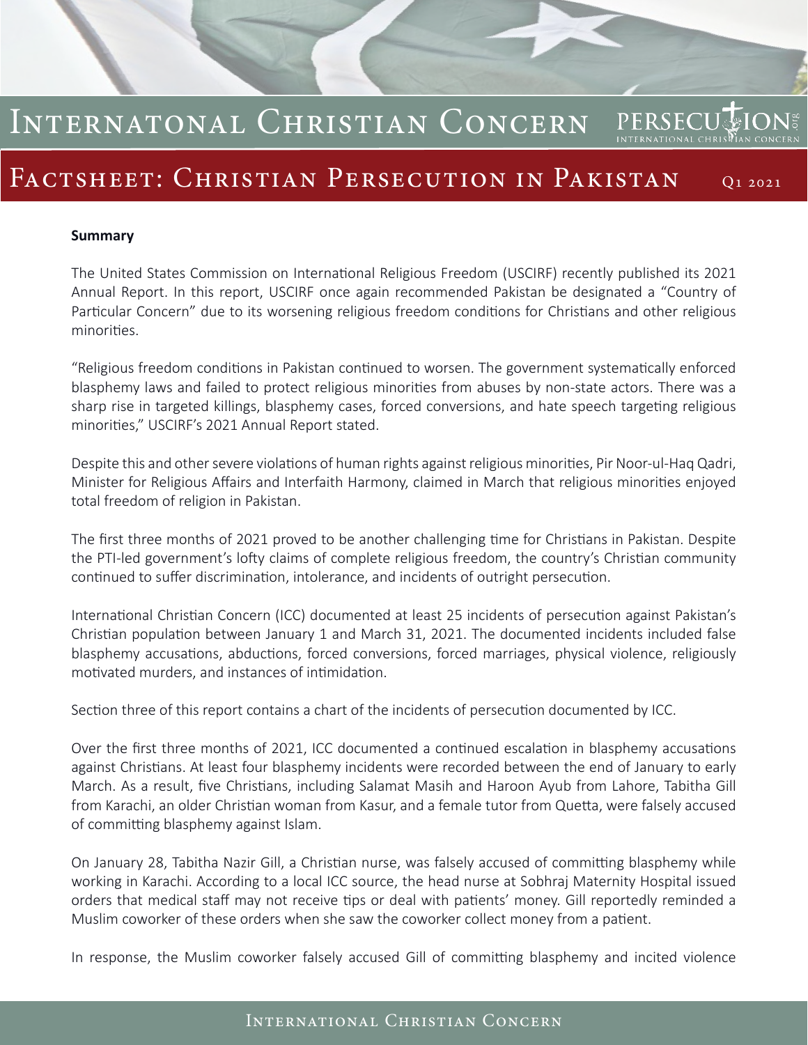# International Christian Concern

## Factsheet: Christian Persecution in Pakistan

Q1 2021

**Summary**

The United States Commission on International Religious Freedom (USCIRF) recently published its 2021 Annual Report. In this report, USCIRF once again recommended Pakistan be designated a "Country of Particular Concern" due to its worsening religious freedom conditions for Christians and other religious minorities.

"Religious freedom conditions in Pakistan continued to worsen. The government systematically enforced blasphemy laws and failed to protect religious minorities from abuses by non-state actors. There was a sharp rise in targeted killings, blasphemy cases, forced conversions, and hate speech targeting religious minorities," USCIRF's 2021 Annual Report stated.

Despite this and other severe violations of human rights against religious minorities, Pir Noor-ul-Haq Qadri, Minister for Religious Affairs and Interfaith Harmony, claimed in March that religious minorities enjoyed total freedom of religion in Pakistan.

The first three months of 2021 proved to be another challenging time for Christians in Pakistan. Despite the PTI-led government's lofty claims of complete religious freedom, the country's Christian community continued to suffer discrimination, intolerance, and incidents of outright persecution.

International Christian Concern (ICC) documented at least 25 incidents of persecution against Pakistan's Christian population between January 1 and March 31, 2021. The documented incidents included false blasphemy accusations, abductions, forced conversions, forced marriages, physical violence, religiously motivated murders, and instances of intimidation.

Section three of this report contains a chart of the incidents of persecution documented by ICC.

Over the first three months of 2021, ICC documented a continued escalation in blasphemy accusations against Christians. At least four blasphemy incidents were recorded between the end of January to early March. As a result, five Christians, including Salamat Masih and Haroon Ayub from Lahore, Tabitha Gill from Karachi, an older Christian woman from Kasur, and a female tutor from Quetta, were falsely accused of committing blasphemy against Islam.

On January 28, Tabitha Nazir Gill, a Christian nurse, was falsely accused of committing blasphemy while working in Karachi. According to a local ICC source, the head nurse at Sobhraj Maternity Hospital issued orders that medical staff may not receive tips or deal with patients' money. Gill reportedly reminded a Muslim coworker of these orders when she saw the coworker collect money from a patient.

In response, the Muslim coworker falsely accused Gill of committing blasphemy and incited violence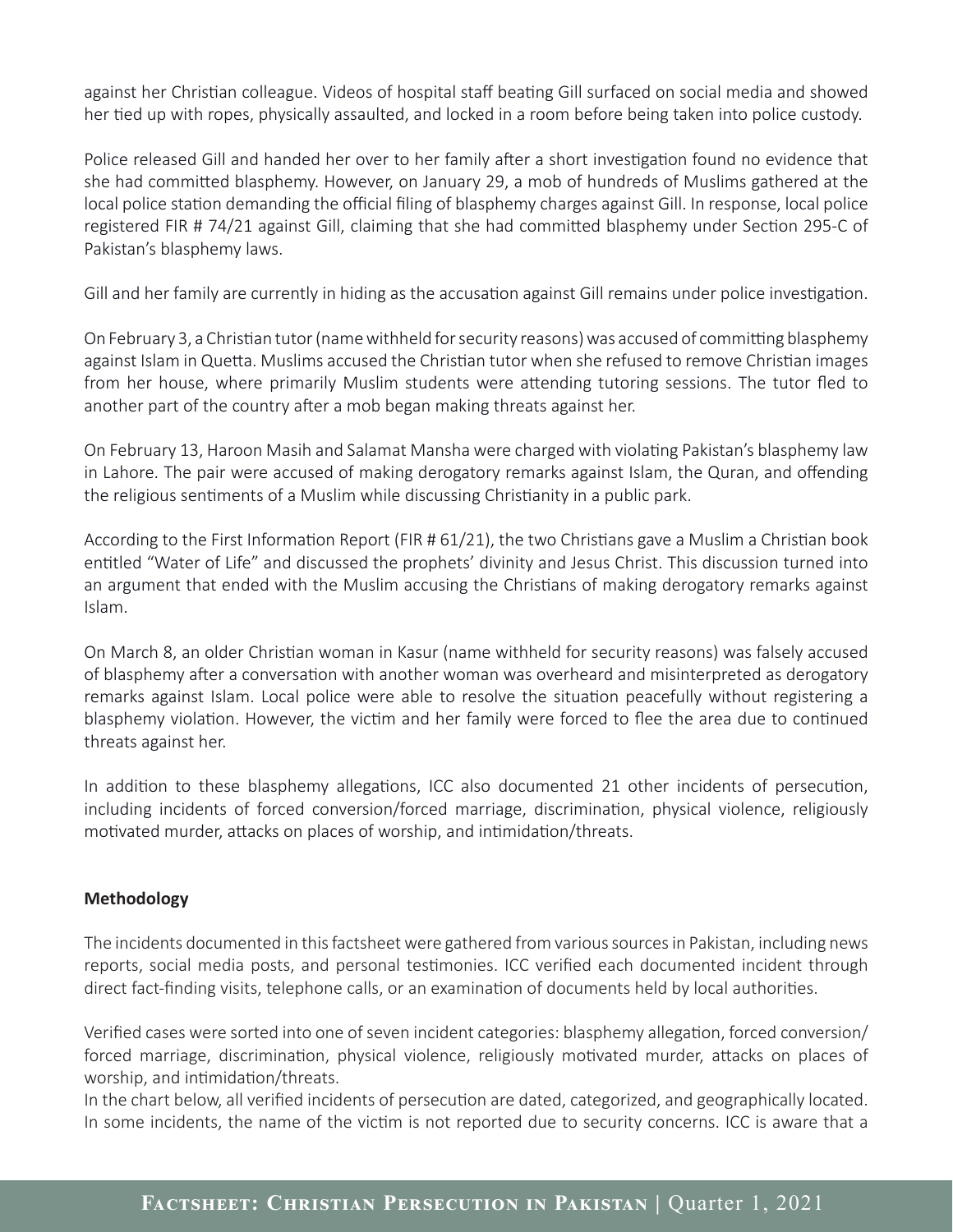against her Christian colleague. Videos of hospital staff beating Gill surfaced on social media and showed her tied up with ropes, physically assaulted, and locked in a room before being taken into police custody.

Police released Gill and handed her over to her family after a short investigation found no evidence that she had committed blasphemy. However, on January 29, a mob of hundreds of Muslims gathered at the local police station demanding the official filing of blasphemy charges against Gill. In response, local police registered FIR # 74/21 against Gill, claiming that she had committed blasphemy under Section 295-C of Pakistan's blasphemy laws.

Gill and her family are currently in hiding as the accusation against Gill remains under police investigation.

On February 3, a Christian tutor (name withheld for security reasons) was accused of committing blasphemy against Islam in Quetta. Muslims accused the Christian tutor when she refused to remove Christian images from her house, where primarily Muslim students were attending tutoring sessions. The tutor fled to another part of the country after a mob began making threats against her.

On February 13, Haroon Masih and Salamat Mansha were charged with violating Pakistan's blasphemy law in Lahore. The pair were accused of making derogatory remarks against Islam, the Quran, and offending the religious sentiments of a Muslim while discussing Christianity in a public park.

According to the First Information Report (FIR # 61/21), the two Christians gave a Muslim a Christian book entitled "Water of Life" and discussed the prophets' divinity and Jesus Christ. This discussion turned into an argument that ended with the Muslim accusing the Christians of making derogatory remarks against Islam.

On March 8, an older Christian woman in Kasur (name withheld for security reasons) was falsely accused of blasphemy after a conversation with another woman was overheard and misinterpreted as derogatory remarks against Islam. Local police were able to resolve the situation peacefully without registering a blasphemy violation. However, the victim and her family were forced to flee the area due to continued threats against her.

In addition to these blasphemy allegations, ICC also documented 21 other incidents of persecution, including incidents of forced conversion/forced marriage, discrimination, physical violence, religiously motivated murder, attacks on places of worship, and intimidation/threats.

**Methodology**

The incidents documented in this factsheet were gathered from various sources in Pakistan, including news reports, social media posts, and personal testimonies. ICC verified each documented incident through direct fact-finding visits, telephone calls, or an examination of documents held by local authorities.

Verified cases were sorted into one of seven incident categories: blasphemy allegation, forced conversion/forced marriage, discrimination, physical violence, religiously motivated murder, attacks on places of worship, and intimidation/threats.

In the chart below, all verified incidents of persecution are dated, categorized, and geographically located. In some incidents, the name of the victim is not reported due to security concerns. ICC is aware that a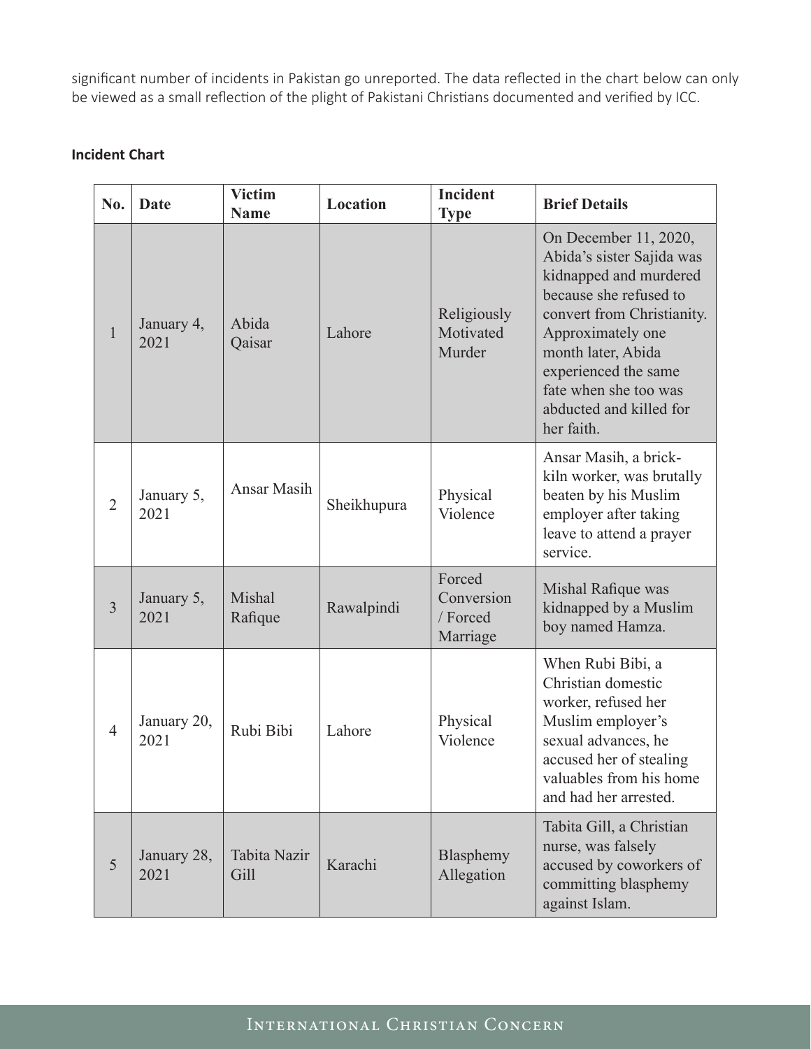significant number of incidents in Pakistan go unreported. The data reflected in the chart below can only be viewed as a small reflection of the plight of Pakistani Christians documented and verified by ICC.

**Incident Chart**

| No. | Date | Victim Name | Location | Incident Type | Brief Details |
| --- | --- | --- | --- | --- | --- |
| 1 | January 4, 2021 | Abida Qaisar | Lahore | Religiously Motivated Murder | On December 11, 2020, Abida's sister Sajida was kidnapped and murdered because she refused to convert from Christianity. Approximately one month later, Abida experienced the same fate when she too was abducted and killed for her faith. |
| 2 | January 5, 2021 | Ansar Masih | Sheikhupura | Physical Violence | Ansar Masih, a brick-kiln worker, was brutally beaten by his Muslim employer after taking leave to attend a prayer service. |
| 3 | January 5, 2021 | Mishal Rafique | Rawalpindi | Forced Conversion / Forced Marriage | Mishal Rafique was kidnapped by a Muslim boy named Hamza. |
| 4 | January 20, 2021 | Rubi Bibi | Lahore | Physical Violence | When Rubi Bibi, a Christian domestic worker, refused her Muslim employer's sexual advances, he accused her of stealing valuables from his home and had her arrested. |
| 5 | January 28, 2021 | Tabita Nazir Gill | Karachi | Blasphemy Allegation | Tabita Gill, a Christian nurse, was falsely accused by coworkers of committing blasphemy against Islam. |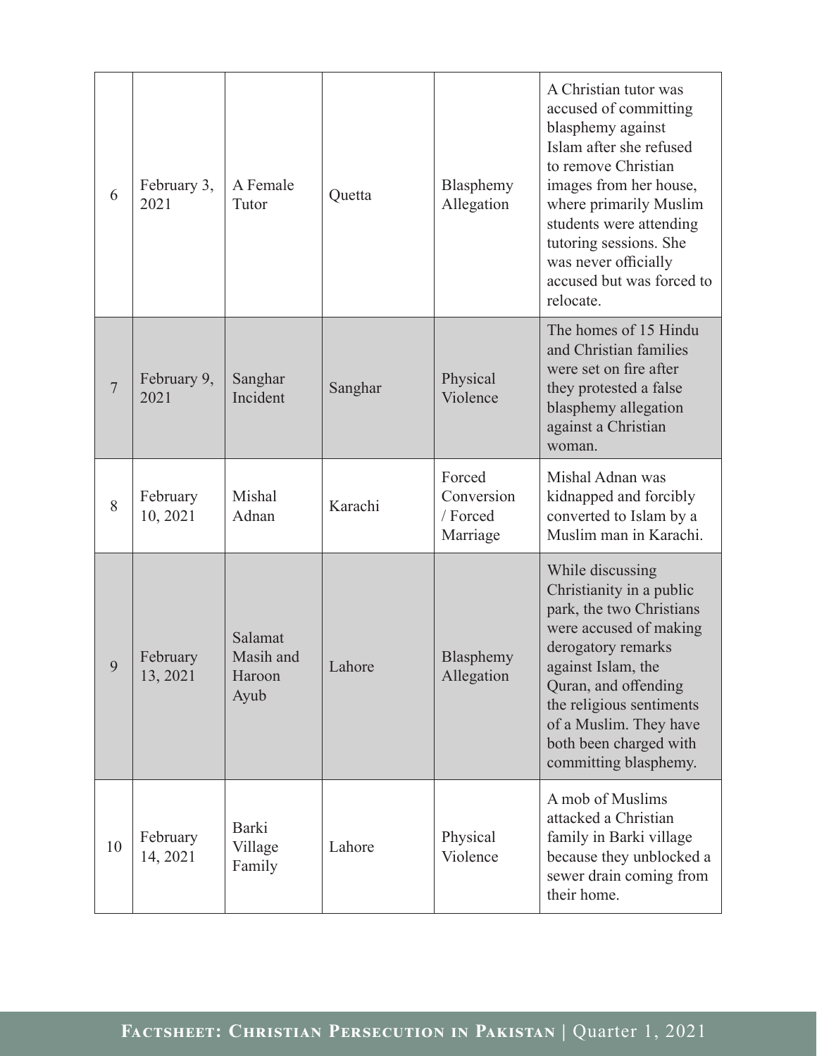| | | | | | |
|---|---|---|---|---|---|
| 6 | February 3, 2021 | A Female Tutor | Quetta | Blasphemy Allegation | A Christian tutor was accused of committing blasphemy against Islam after she refused to remove Christian images from her house, where primarily Muslim students were attending tutoring sessions. She was never officially accused but was forced to relocate. |
| 7 | February 9, 2021 | Sanghar Incident | Sanghar | Physical Violence | The homes of 15 Hindu and Christian families were set on fire after they protested a false blasphemy allegation against a Christian woman. |
| 8 | February 10, 2021 | Mishal Adnan | Karachi | Forced Conversion / Forced Marriage | Mishal Adnan was kidnapped and forcibly converted to Islam by a Muslim man in Karachi. |
| 9 | February 13, 2021 | Salamat Masih and Haroon Ayub | Lahore | Blasphemy Allegation | While discussing Christianity in a public park, the two Christians were accused of making derogatory remarks against Islam, the Quran, and offending the religious sentiments of a Muslim. They have both been charged with committing blasphemy. |
| 10 | February 14, 2021 | Barki Village Family | Lahore | Physical Violence | A mob of Muslims attacked a Christian family in Barki village because they unblocked a sewer drain coming from their home. |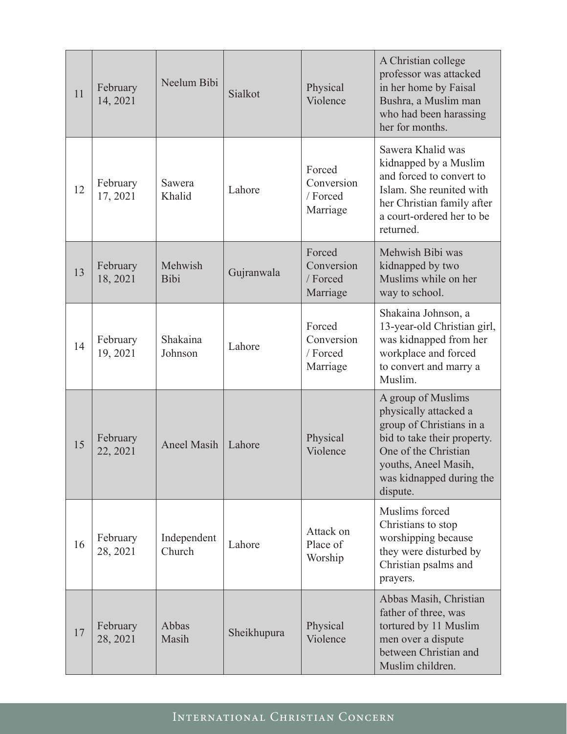| | | | | | |
|---|---|---|---|---|---|
| 11 | February 14, 2021 | Neelum Bibi | Sialkot | Physical Violence | A Christian college professor was attacked in her home by Faisal Bushra, a Muslim man who had been harassing her for months. |
| 12 | February 17, 2021 | Sawera Khalid | Lahore | Forced Conversion / Forced Marriage | Sawera Khalid was kidnapped by a Muslim and forced to convert to Islam. She reunited with her Christian family after a court-ordered her to be returned. |
| 13 | February 18, 2021 | Mehwish Bibi | Gujranwala | Forced Conversion / Forced Marriage | Mehwish Bibi was kidnapped by two Muslims while on her way to school. |
| 14 | February 19, 2021 | Shakaina Johnson | Lahore | Forced Conversion / Forced Marriage | Shakaina Johnson, a 13-year-old Christian girl, was kidnapped from her workplace and forced to convert and marry a Muslim. |
| 15 | February 22, 2021 | Aneel Masih | Lahore | Physical Violence | A group of Muslims physically attacked a group of Christians in a bid to take their property. One of the Christian youths, Aneel Masih, was kidnapped during the dispute. |
| 16 | February 28, 2021 | Independent Church | Lahore | Attack on Place of Worship | Muslims forced Christians to stop worshipping because they were disturbed by Christian psalms and prayers. |
| 17 | February 28, 2021 | Abbas Masih | Sheikhupura | Physical Violence | Abbas Masih, Christian father of three, was tortured by 11 Muslim men over a dispute between Christian and Muslim children. |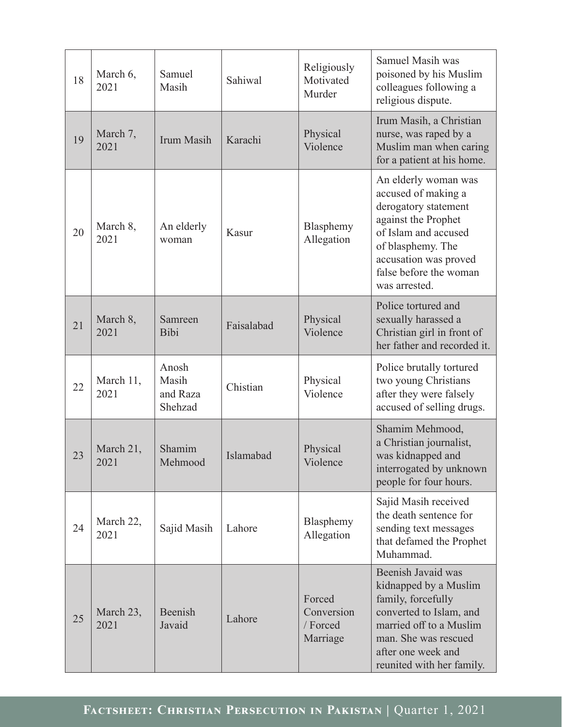| | | | | | |
|---|---|---|---|---|---|
| 18 | March 6, 2021 | Samuel Masih | Sahiwal | Religiously Motivated Murder | Samuel Masih was poisoned by his Muslim colleagues following a religious dispute. |
| 19 | March 7, 2021 | Irum Masih | Karachi | Physical Violence | Irum Masih, a Christian nurse, was raped by a Muslim man when caring for a patient at his home. |
| 20 | March 8, 2021 | An elderly woman | Kasur | Blasphemy Allegation | An elderly woman was accused of making a derogatory statement against the Prophet of Islam and accused of blasphemy. The accusation was proved false before the woman was arrested. |
| 21 | March 8, 2021 | Samreen Bibi | Faisalabad | Physical Violence | Police tortured and sexually harassed a Christian girl in front of her father and recorded it. |
| 22 | March 11, 2021 | Anosh Masih and Raza Shehzad | Chistian | Physical Violence | Police brutally tortured two young Christians after they were falsely accused of selling drugs. |
| 23 | March 21, 2021 | Shamim Mehmood | Islamabad | Physical Violence | Shamim Mehmood, a Christian journalist, was kidnapped and interrogated by unknown people for four hours. |
| 24 | March 22, 2021 | Sajid Masih | Lahore | Blasphemy Allegation | Sajid Masih received the death sentence for sending text messages that defamed the Prophet Muhammad. |
| 25 | March 23, 2021 | Beenish Javaid | Lahore | Forced Conversion / Forced Marriage | Beenish Javaid was kidnapped by a Muslim family, forcefully converted to Islam, and married off to a Muslim man. She was rescued after one week and reunited with her family. |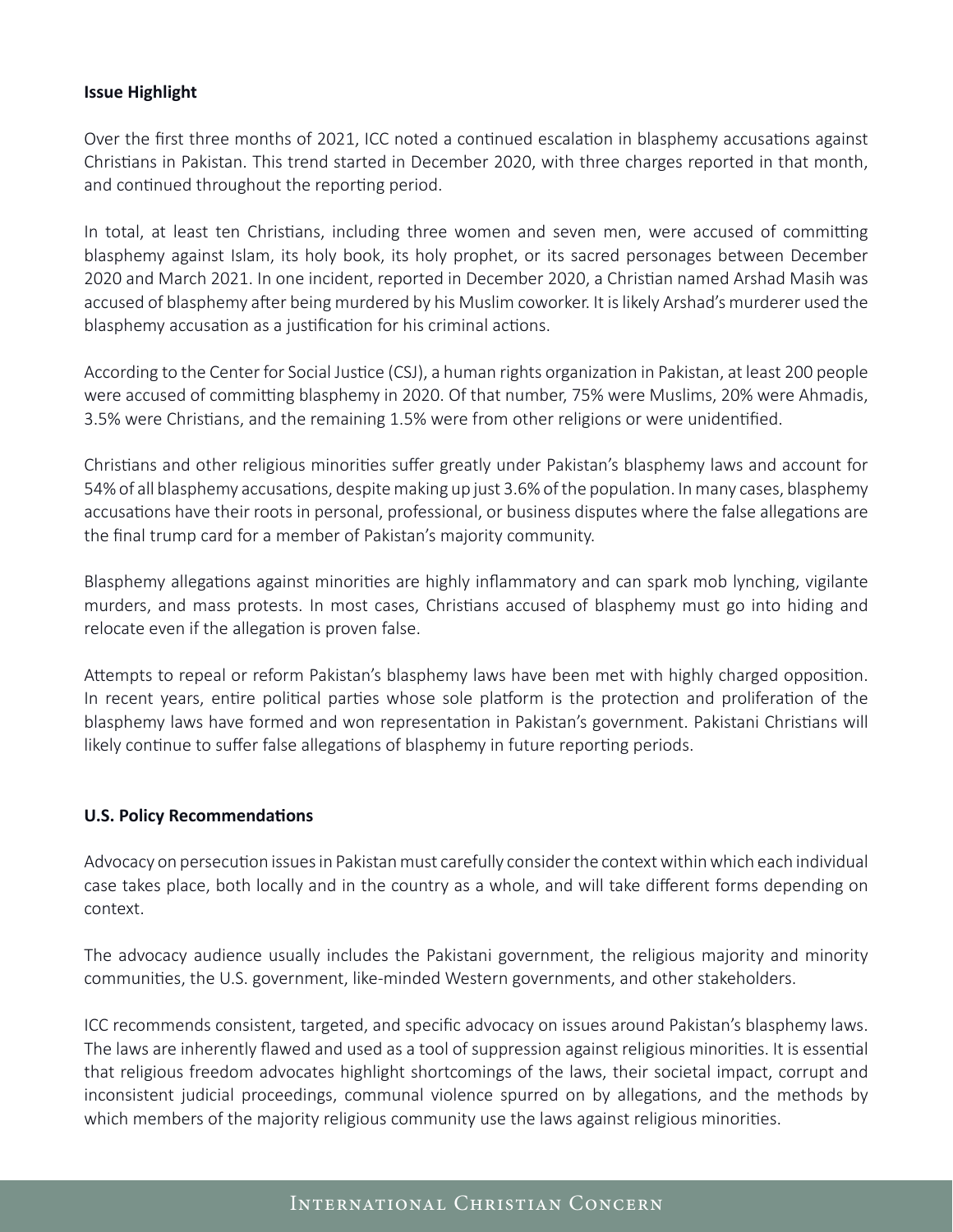**Issue Highlight**

Over the first three months of 2021, ICC noted a continued escalation in blasphemy accusations against Christians in Pakistan. This trend started in December 2020, with three charges reported in that month, and continued throughout the reporting period.

In total, at least ten Christians, including three women and seven men, were accused of committing blasphemy against Islam, its holy book, its holy prophet, or its sacred personages between December 2020 and March 2021. In one incident, reported in December 2020, a Christian named Arshad Masih was accused of blasphemy after being murdered by his Muslim coworker. It is likely Arshad's murderer used the blasphemy accusation as a justification for his criminal actions.

According to the Center for Social Justice (CSJ), a human rights organization in Pakistan, at least 200 people were accused of committing blasphemy in 2020. Of that number, 75% were Muslims, 20% were Ahmadis, 3.5% were Christians, and the remaining 1.5% were from other religions or were unidentified.

Christians and other religious minorities suffer greatly under Pakistan's blasphemy laws and account for 54% of all blasphemy accusations, despite making up just 3.6% of the population. In many cases, blasphemy accusations have their roots in personal, professional, or business disputes where the false allegations are the final trump card for a member of Pakistan's majority community.

Blasphemy allegations against minorities are highly inflammatory and can spark mob lynching, vigilante murders, and mass protests. In most cases, Christians accused of blasphemy must go into hiding and relocate even if the allegation is proven false.

Attempts to repeal or reform Pakistan's blasphemy laws have been met with highly charged opposition. In recent years, entire political parties whose sole platform is the protection and proliferation of the blasphemy laws have formed and won representation in Pakistan's government. Pakistani Christians will likely continue to suffer false allegations of blasphemy in future reporting periods.

**U.S. Policy Recommendations**

Advocacy on persecution issues in Pakistan must carefully consider the context within which each individual case takes place, both locally and in the country as a whole, and will take different forms depending on context.

The advocacy audience usually includes the Pakistani government, the religious majority and minority communities, the U.S. government, like-minded Western governments, and other stakeholders.

ICC recommends consistent, targeted, and specific advocacy on issues around Pakistan's blasphemy laws. The laws are inherently flawed and used as a tool of suppression against religious minorities. It is essential that religious freedom advocates highlight shortcomings of the laws, their societal impact, corrupt and inconsistent judicial proceedings, communal violence spurred on by allegations, and the methods by which members of the majority religious community use the laws against religious minorities.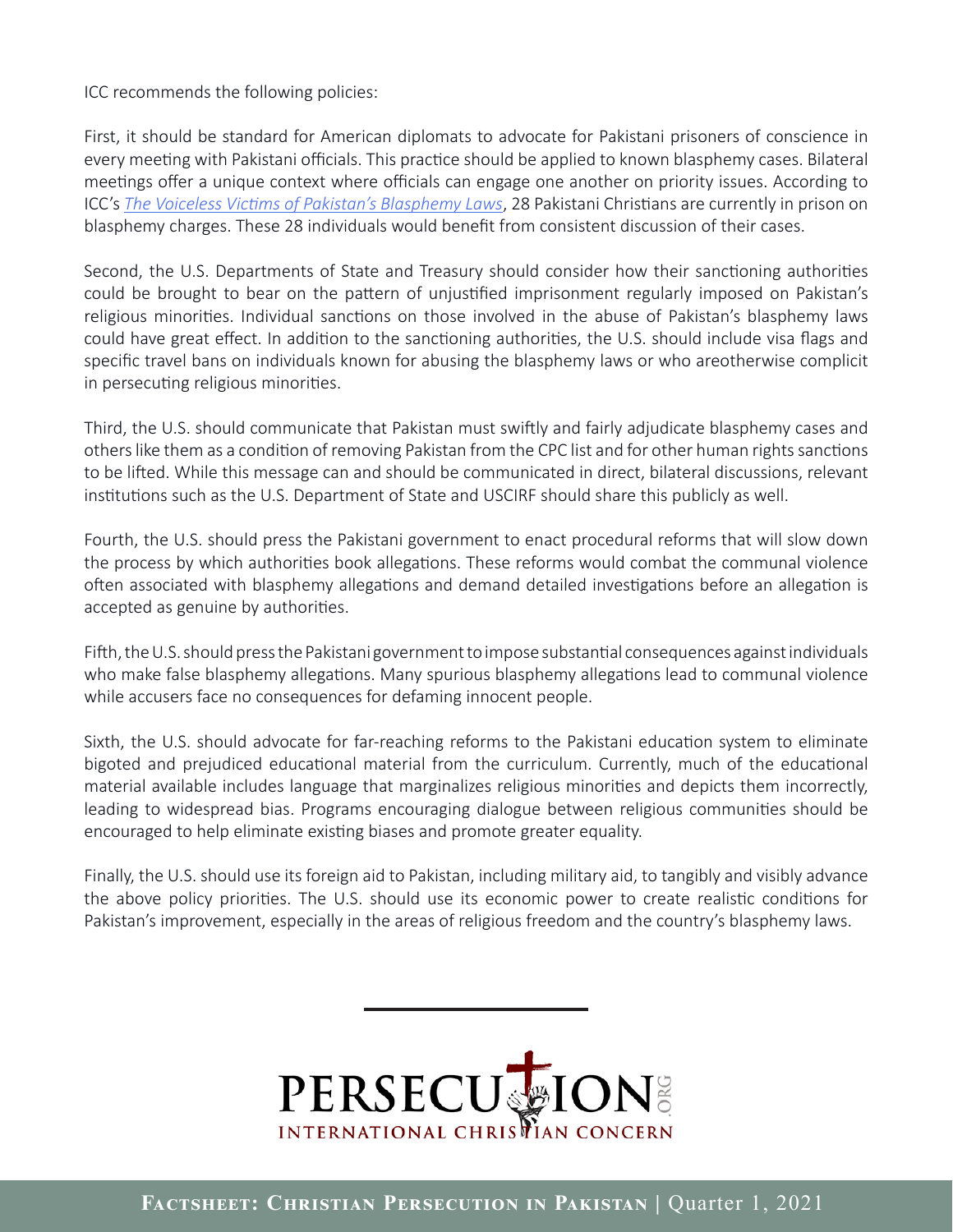ICC recommends the following policies:

First, it should be standard for American diplomats to advocate for Pakistani prisoners of conscience in every meeting with Pakistani officials. This practice should be applied to known blasphemy cases. Bilateral meetings offer a unique context where officials can engage one another on priority issues. According to ICC's *The Voiceless Victims of Pakistan's Blasphemy Laws*, 28 Pakistani Christians are currently in prison on blasphemy charges. These 28 individuals would benefit from consistent discussion of their cases.

Second, the U.S. Departments of State and Treasury should consider how their sanctioning authorities could be brought to bear on the pattern of unjustified imprisonment regularly imposed on Pakistan's religious minorities. Individual sanctions on those involved in the abuse of Pakistan's blasphemy laws could have great effect. In addition to the sanctioning authorities, the U.S. should include visa flags and specific travel bans on individuals known for abusing the blasphemy laws or who areotherwise complicit in persecuting religious minorities.

Third, the U.S. should communicate that Pakistan must swiftly and fairly adjudicate blasphemy cases and others like them as a condition of removing Pakistan from the CPC list and for other human rights sanctions to be lifted. While this message can and should be communicated in direct, bilateral discussions, relevant institutions such as the U.S. Department of State and USCIRF should share this publicly as well.

Fourth, the U.S. should press the Pakistani government to enact procedural reforms that will slow down the process by which authorities book allegations. These reforms would combat the communal violence often associated with blasphemy allegations and demand detailed investigations before an allegation is accepted as genuine by authorities.

Fifth, the U.S. should press the Pakistani government to impose substantial consequences against individuals who make false blasphemy allegations. Many spurious blasphemy allegations lead to communal violence while accusers face no consequences for defaming innocent people.

Sixth, the U.S. should advocate for far-reaching reforms to the Pakistani education system to eliminate bigoted and prejudiced educational material from the curriculum. Currently, much of the educational material available includes language that marginalizes religious minorities and depicts them incorrectly, leading to widespread bias. Programs encouraging dialogue between religious communities should be encouraged to help eliminate existing biases and promote greater equality.

Finally, the U.S. should use its foreign aid to Pakistan, including military aid, to tangibly and visibly advance the above policy priorities. The U.S. should use its economic power to create realistic conditions for Pakistan's improvement, especially in the areas of religious freedom and the country's blasphemy laws.

PERSECUTION.ORG
INTERNATIONAL CHRISTIAN CONCERN